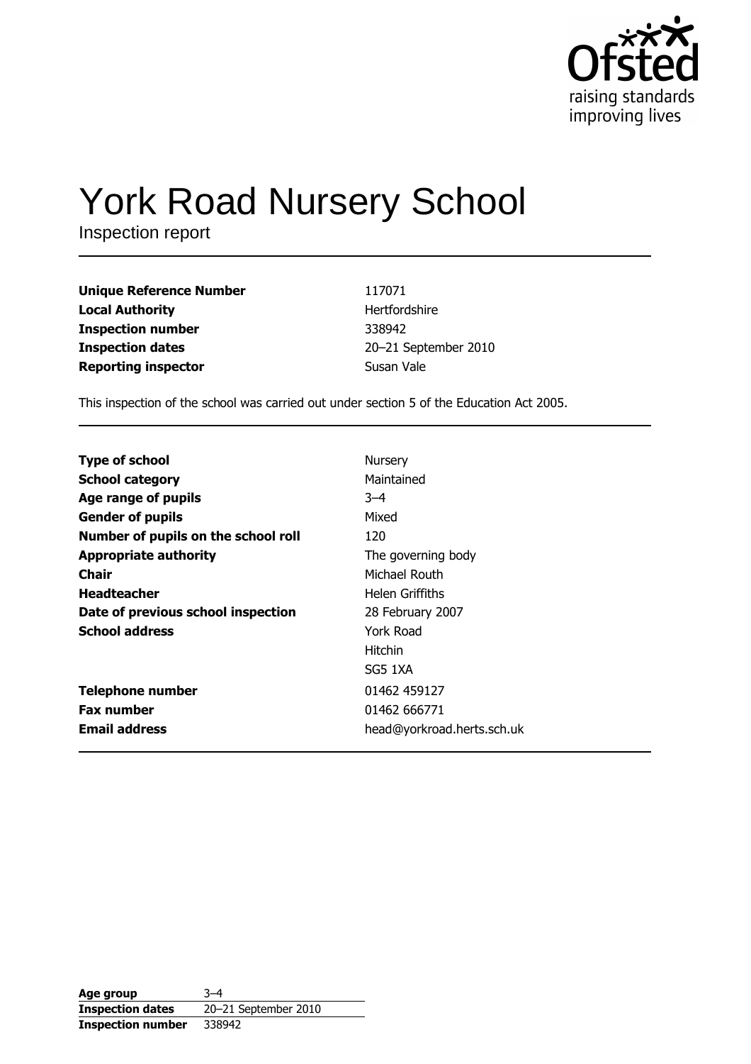# York Road Nursery School

Inspection report

| | |
|---|---|
| **Unique Reference Number** | 117071 |
| **Local Authority** | Hertfordshire |
| **Inspection number** | 338942 |
| **Inspection dates** | 20–21 September 2010 |
| **Reporting inspector** | Susan Vale |

This inspection of the school was carried out under section 5 of the Education Act 2005.

| | |
|---|---|
| **Type of school** | Nursery |
| **School category** | Maintained |
| **Age range of pupils** | 3–4 |
| **Gender of pupils** | Mixed |
| **Number of pupils on the school roll** | 120 |
| **Appropriate authority** | The governing body |
| **Chair** | Michael Routh |
| **Headteacher** | Helen Griffiths |
| **Date of previous school inspection** | 28 February 2007 |
| **School address** | York Road<br>Hitchin<br>SG5 1XA |
| **Telephone number** | 01462 459127 |
| **Fax number** | 01462 666771 |
| **Email address** | head@yorkroad.herts.sch.uk |

| | |
|---|---|
| **Age group** | 3–4 |
| **Inspection dates** | 20–21 September 2010 |
| **Inspection number** | 338942 |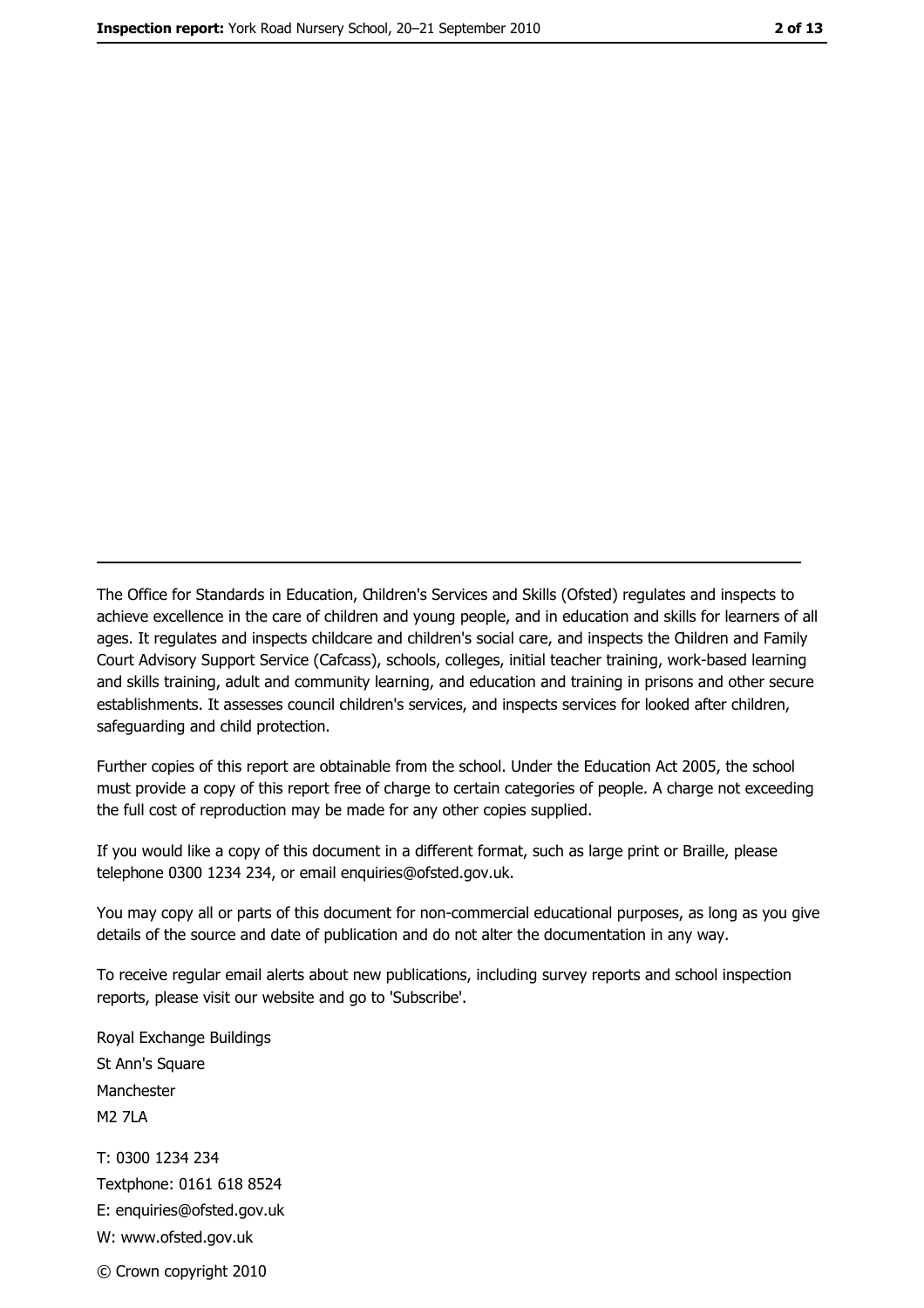---

The Office for Standards in Education, Children's Services and Skills (Ofsted) regulates and inspects to achieve excellence in the care of children and young people, and in education and skills for learners of all ages. It regulates and inspects childcare and children's social care, and inspects the Children and Family Court Advisory Support Service (Cafcass), schools, colleges, initial teacher training, work-based learning and skills training, adult and community learning, and education and training in prisons and other secure establishments. It assesses council children's services, and inspects services for looked after children, safeguarding and child protection.

Further copies of this report are obtainable from the school. Under the Education Act 2005, the school must provide a copy of this report free of charge to certain categories of people. A charge not exceeding the full cost of reproduction may be made for any other copies supplied.

If you would like a copy of this document in a different format, such as large print or Braille, please telephone 0300 1234 234, or email enquiries@ofsted.gov.uk.

You may copy all or parts of this document for non-commercial educational purposes, as long as you give details of the source and date of publication and do not alter the documentation in any way.

To receive regular email alerts about new publications, including survey reports and school inspection reports, please visit our website and go to 'Subscribe'.

Royal Exchange Buildings
St Ann's Square
Manchester
M2 7LA

T: 0300 1234 234
Textphone: 0161 618 8524
E: enquiries@ofsted.gov.uk
W: www.ofsted.gov.uk

© Crown copyright 2010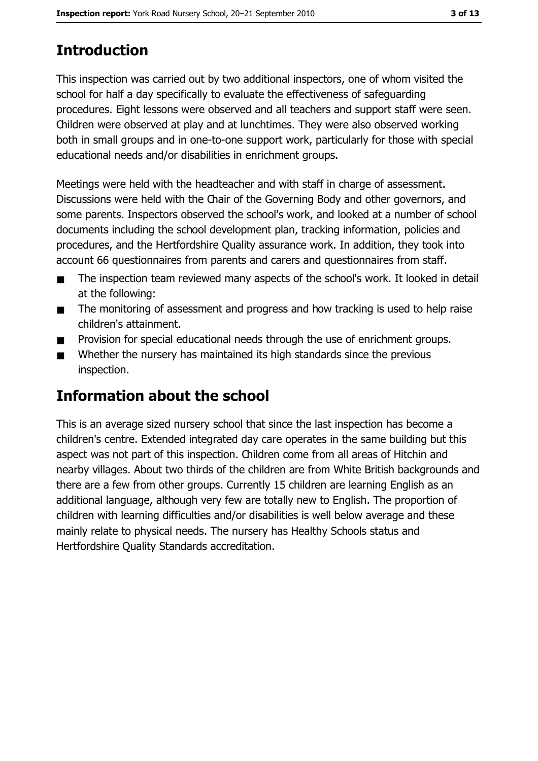## Introduction

This inspection was carried out by two additional inspectors, one of whom visited the school for half a day specifically to evaluate the effectiveness of safeguarding procedures. Eight lessons were observed and all teachers and support staff were seen. Children were observed at play and at lunchtimes. They were also observed working both in small groups and in one-to-one support work, particularly for those with special educational needs and/or disabilities in enrichment groups.

Meetings were held with the headteacher and with staff in charge of assessment. Discussions were held with the Chair of the Governing Body and other governors, and some parents. Inspectors observed the school's work, and looked at a number of school documents including the school development plan, tracking information, policies and procedures, and the Hertfordshire Quality assurance work. In addition, they took into account 66 questionnaires from parents and carers and questionnaires from staff.

- The inspection team reviewed many aspects of the school's work. It looked in detail at the following:
- The monitoring of assessment and progress and how tracking is used to help raise children's attainment.
- Provision for special educational needs through the use of enrichment groups.
- Whether the nursery has maintained its high standards since the previous inspection.

## Information about the school

This is an average sized nursery school that since the last inspection has become a children's centre. Extended integrated day care operates in the same building but this aspect was not part of this inspection. Children come from all areas of Hitchin and nearby villages. About two thirds of the children are from White British backgrounds and there are a few from other groups. Currently 15 children are learning English as an additional language, although very few are totally new to English. The proportion of children with learning difficulties and/or disabilities is well below average and these mainly relate to physical needs. The nursery has Healthy Schools status and Hertfordshire Quality Standards accreditation.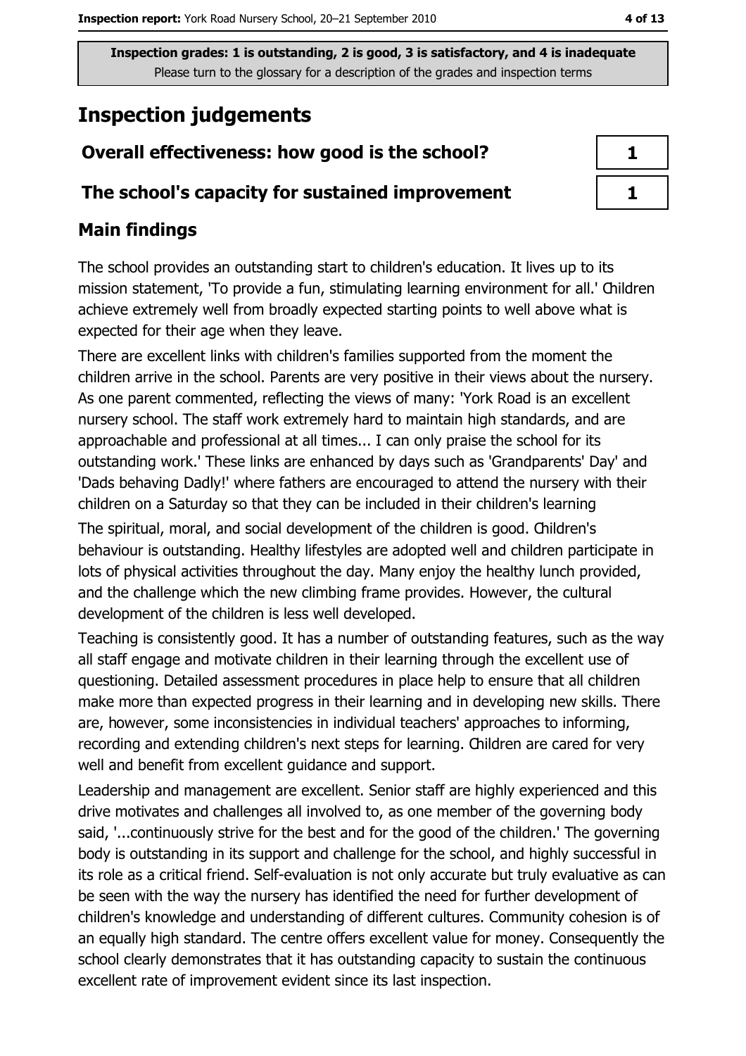Inspection grades: 1 is outstanding, 2 is good, 3 is satisfactory, and 4 is inadequate
Please turn to the glossary for a description of the grades and inspection terms

# Inspection judgements

| | |
|---|---|
| **Overall effectiveness: how good is the school?** | **1** |
| **The school's capacity for sustained improvement** | **1** |

## Main findings

The school provides an outstanding start to children's education. It lives up to its mission statement, 'To provide a fun, stimulating learning environment for all.' Children achieve extremely well from broadly expected starting points to well above what is expected for their age when they leave.

There are excellent links with children's families supported from the moment the children arrive in the school. Parents are very positive in their views about the nursery. As one parent commented, reflecting the views of many: 'York Road is an excellent nursery school. The staff work extremely hard to maintain high standards, and are approachable and professional at all times... I can only praise the school for its outstanding work.' These links are enhanced by days such as 'Grandparents' Day' and 'Dads behaving Dadly!' where fathers are encouraged to attend the nursery with their children on a Saturday so that they can be included in their children's learning

The spiritual, moral, and social development of the children is good. Children's behaviour is outstanding. Healthy lifestyles are adopted well and children participate in lots of physical activities throughout the day. Many enjoy the healthy lunch provided, and the challenge which the new climbing frame provides. However, the cultural development of the children is less well developed.

Teaching is consistently good. It has a number of outstanding features, such as the way all staff engage and motivate children in their learning through the excellent use of questioning. Detailed assessment procedures in place help to ensure that all children make more than expected progress in their learning and in developing new skills. There are, however, some inconsistencies in individual teachers' approaches to informing, recording and extending children's next steps for learning. Children are cared for very well and benefit from excellent guidance and support.

Leadership and management are excellent. Senior staff are highly experienced and this drive motivates and challenges all involved to, as one member of the governing body said, '...continuously strive for the best and for the good of the children.' The governing body is outstanding in its support and challenge for the school, and highly successful in its role as a critical friend. Self-evaluation is not only accurate but truly evaluative as can be seen with the way the nursery has identified the need for further development of children's knowledge and understanding of different cultures. Community cohesion is of an equally high standard. The centre offers excellent value for money. Consequently the school clearly demonstrates that it has outstanding capacity to sustain the continuous excellent rate of improvement evident since its last inspection.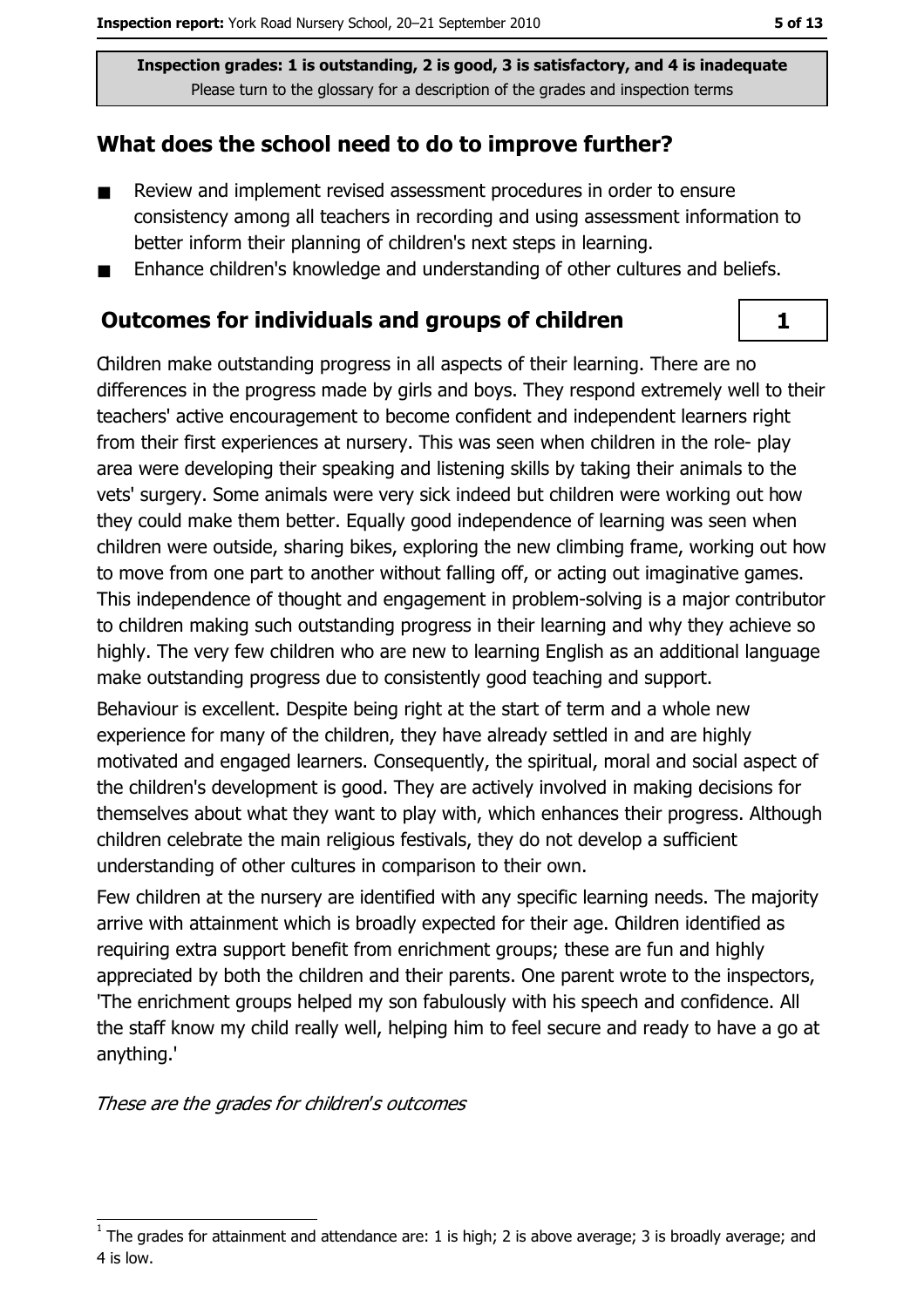**Inspection grades: 1 is outstanding, 2 is good, 3 is satisfactory, and 4 is inadequate**
Please turn to the glossary for a description of the grades and inspection terms

## What does the school need to do to improve further?

- Review and implement revised assessment procedures in order to ensure consistency among all teachers in recording and using assessment information to better inform their planning of children's next steps in learning.
- Enhance children's knowledge and understanding of other cultures and beliefs.

## Outcomes for individuals and groups of children

**1**

Children make outstanding progress in all aspects of their learning. There are no differences in the progress made by girls and boys. They respond extremely well to their teachers' active encouragement to become confident and independent learners right from their first experiences at nursery. This was seen when children in the role- play area were developing their speaking and listening skills by taking their animals to the vets' surgery. Some animals were very sick indeed but children were working out how they could make them better. Equally good independence of learning was seen when children were outside, sharing bikes, exploring the new climbing frame, working out how to move from one part to another without falling off, or acting out imaginative games. This independence of thought and engagement in problem-solving is a major contributor to children making such outstanding progress in their learning and why they achieve so highly. The very few children who are new to learning English as an additional language make outstanding progress due to consistently good teaching and support.

Behaviour is excellent. Despite being right at the start of term and a whole new experience for many of the children, they have already settled in and are highly motivated and engaged learners. Consequently, the spiritual, moral and social aspect of the children's development is good. They are actively involved in making decisions for themselves about what they want to play with, which enhances their progress. Although children celebrate the main religious festivals, they do not develop a sufficient understanding of other cultures in comparison to their own.

Few children at the nursery are identified with any specific learning needs. The majority arrive with attainment which is broadly expected for their age. Children identified as requiring extra support benefit from enrichment groups; these are fun and highly appreciated by both the children and their parents. One parent wrote to the inspectors, 'The enrichment groups helped my son fabulously with his speech and confidence. All the staff know my child really well, helping him to feel secure and ready to have a go at anything.'

*These are the grades for children's outcomes*

[1] The grades for attainment and attendance are: 1 is high; 2 is above average; 3 is broadly average; and 4 is low.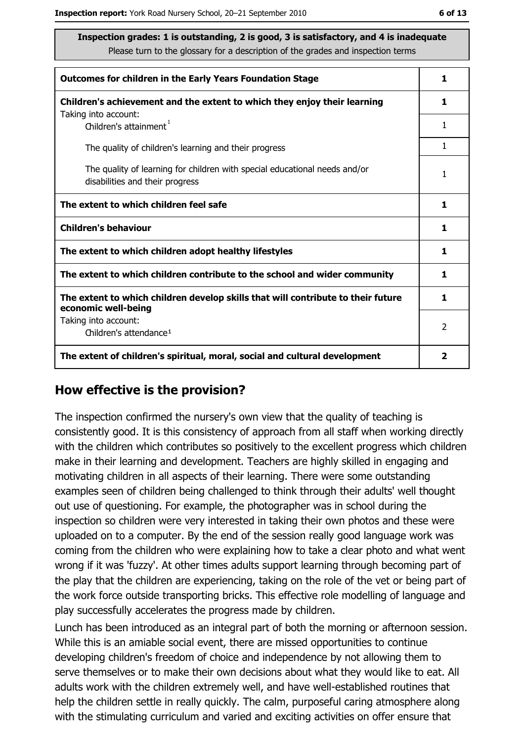**Inspection grades: 1 is outstanding, 2 is good, 3 is satisfactory, and 4 is inadequate**
Please turn to the glossary for a description of the grades and inspection terms

| | |
|---|---|
| **Outcomes for children in the Early Years Foundation Stage** | **1** |
| **Children's achievement and the extent to which they enjoy their learning** | **1** |
| Taking into account: Children's attainment[1] | 1 |
| The quality of children's learning and their progress | 1 |
| The quality of learning for children with special educational needs and/or disabilities and their progress | 1 |
| **The extent to which children feel safe** | **1** |
| **Children's behaviour** | **1** |
| **The extent to which children adopt healthy lifestyles** | **1** |
| **The extent to which children contribute to the school and wider community** | **1** |
| **The extent to which children develop skills that will contribute to their future economic well-being** | **1** |
| Taking into account: Children's attendance[1] | 2 |
| **The extent of children's spiritual, moral, social and cultural development** | **2** |

## How effective is the provision?

The inspection confirmed the nursery's own view that the quality of teaching is consistently good. It is this consistency of approach from all staff when working directly with the children which contributes so positively to the excellent progress which children make in their learning and development. Teachers are highly skilled in engaging and motivating children in all aspects of their learning. There were some outstanding examples seen of children being challenged to think through their adults' well thought out use of questioning. For example, the photographer was in school during the inspection so children were very interested in taking their own photos and these were uploaded on to a computer. By the end of the session really good language work was coming from the children who were explaining how to take a clear photo and what went wrong if it was 'fuzzy'. At other times adults support learning through becoming part of the play that the children are experiencing, taking on the role of the vet or being part of the work force outside transporting bricks. This effective role modelling of language and play successfully accelerates the progress made by children.

Lunch has been introduced as an integral part of both the morning or afternoon session. While this is an amiable social event, there are missed opportunities to continue developing children's freedom of choice and independence by not allowing them to serve themselves or to make their own decisions about what they would like to eat. All adults work with the children extremely well, and have well-established routines that help the children settle in really quickly. The calm, purposeful caring atmosphere along with the stimulating curriculum and varied and exciting activities on offer ensure that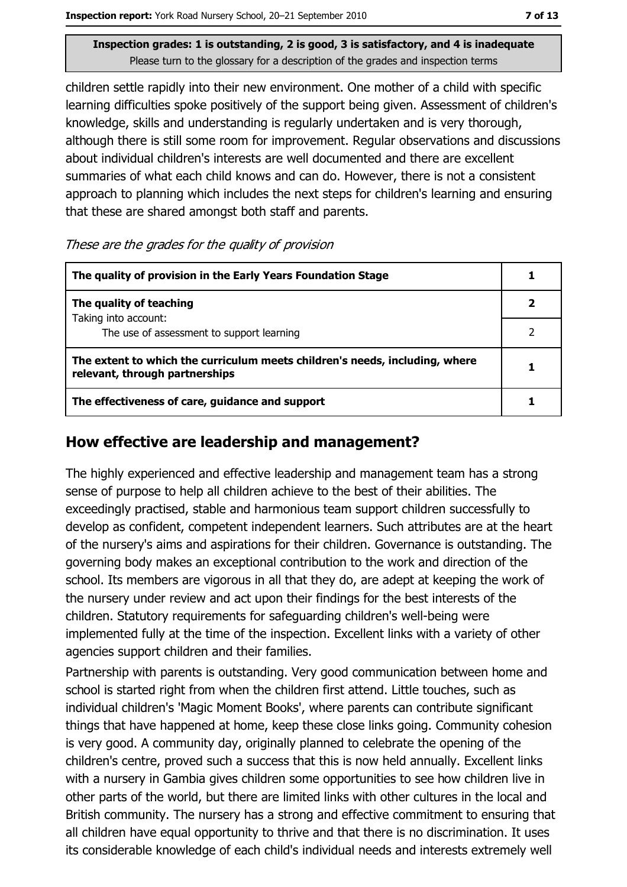children settle rapidly into their new environment. One mother of a child with specific learning difficulties spoke positively of the support being given. Assessment of children's knowledge, skills and understanding is regularly undertaken and is very thorough, although there is still some room for improvement. Regular observations and discussions about individual children's interests are well documented and there are excellent summaries of what each child knows and can do. However, there is not a consistent approach to planning which includes the next steps for children's learning and ensuring that these are shared amongst both staff and parents.

*These are the grades for the quality of provision*

| | |
|---|---|
| **The quality of provision in the Early Years Foundation Stage** | **1** |
| **The quality of teaching** | **2** |
| Taking into account: The use of assessment to support learning | 2 |
| **The extent to which the curriculum meets children's needs, including, where relevant, through partnerships** | **1** |
| **The effectiveness of care, guidance and support** | **1** |

## How effective are leadership and management?

The highly experienced and effective leadership and management team has a strong sense of purpose to help all children achieve to the best of their abilities. The exceedingly practised, stable and harmonious team support children successfully to develop as confident, competent independent learners. Such attributes are at the heart of the nursery's aims and aspirations for their children. Governance is outstanding. The governing body makes an exceptional contribution to the work and direction of the school. Its members are vigorous in all that they do, are adept at keeping the work of the nursery under review and act upon their findings for the best interests of the children. Statutory requirements for safeguarding children's well-being were implemented fully at the time of the inspection. Excellent links with a variety of other agencies support children and their families.

Partnership with parents is outstanding. Very good communication between home and school is started right from when the children first attend. Little touches, such as individual children's 'Magic Moment Books', where parents can contribute significant things that have happened at home, keep these close links going. Community cohesion is very good. A community day, originally planned to celebrate the opening of the children's centre, proved such a success that this is now held annually. Excellent links with a nursery in Gambia gives children some opportunities to see how children live in other parts of the world, but there are limited links with other cultures in the local and British community. The nursery has a strong and effective commitment to ensuring that all children have equal opportunity to thrive and that there is no discrimination. It uses its considerable knowledge of each child's individual needs and interests extremely well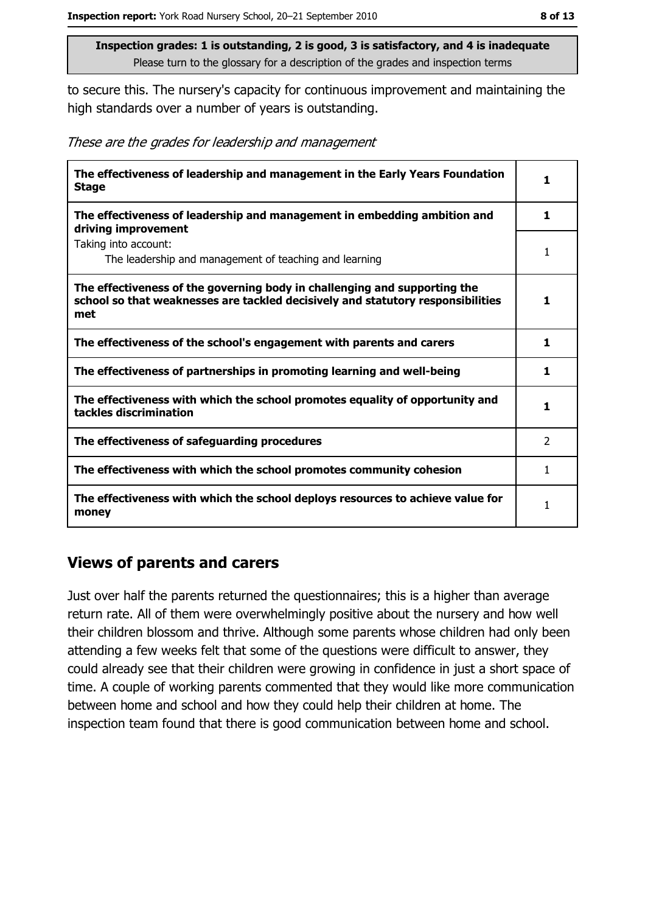**Inspection grades: 1 is outstanding, 2 is good, 3 is satisfactory, and 4 is inadequate**
Please turn to the glossary for a description of the grades and inspection terms

to secure this. The nursery's capacity for continuous improvement and maintaining the high standards over a number of years is outstanding.

*These are the grades for leadership and management*

| | |
|---|---|
| **The effectiveness of leadership and management in the Early Years Foundation Stage** | **1** |
| **The effectiveness of leadership and management in embedding ambition and driving improvement** | **1** |
| Taking into account: The leadership and management of teaching and learning | 1 |
| **The effectiveness of the governing body in challenging and supporting the school so that weaknesses are tackled decisively and statutory responsibilities met** | **1** |
| **The effectiveness of the school's engagement with parents and carers** | **1** |
| **The effectiveness of partnerships in promoting learning and well-being** | **1** |
| **The effectiveness with which the school promotes equality of opportunity and tackles discrimination** | **1** |
| **The effectiveness of safeguarding procedures** | 2 |
| **The effectiveness with which the school promotes community cohesion** | 1 |
| **The effectiveness with which the school deploys resources to achieve value for money** | 1 |

## Views of parents and carers

Just over half the parents returned the questionnaires; this is a higher than average return rate. All of them were overwhelmingly positive about the nursery and how well their children blossom and thrive. Although some parents whose children had only been attending a few weeks felt that some of the questions were difficult to answer, they could already see that their children were growing in confidence in just a short space of time. A couple of working parents commented that they would like more communication between home and school and how they could help their children at home. The inspection team found that there is good communication between home and school.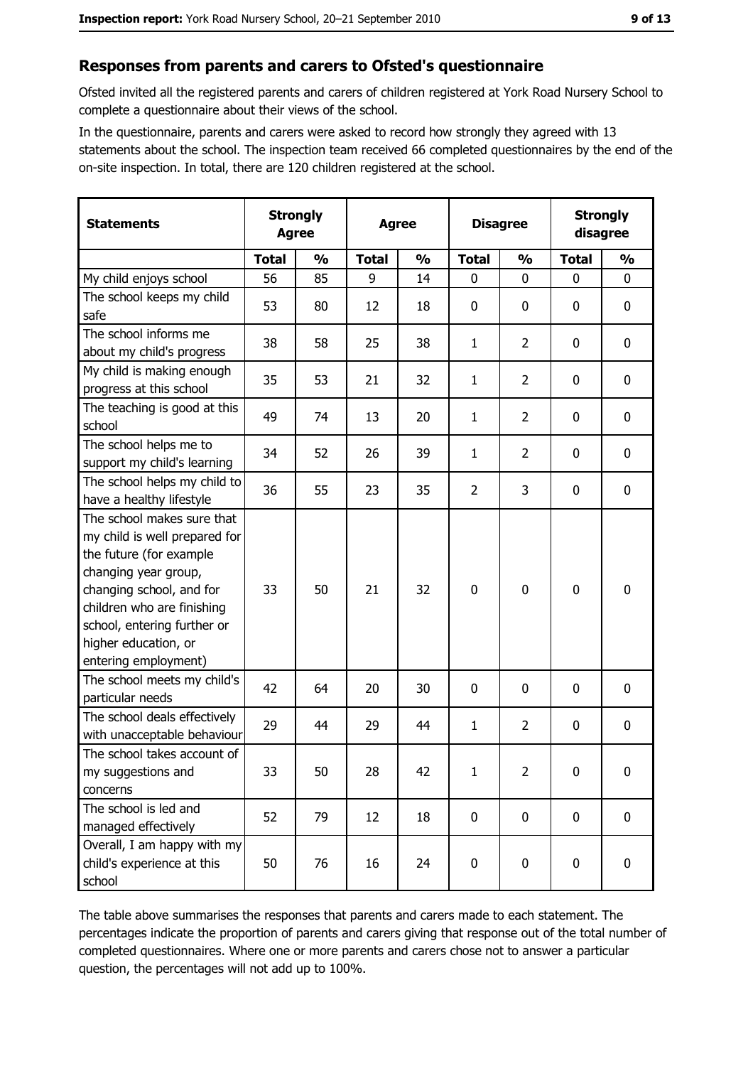## Responses from parents and carers to Ofsted's questionnaire

Ofsted invited all the registered parents and carers of children registered at York Road Nursery School to complete a questionnaire about their views of the school.

In the questionnaire, parents and carers were asked to record how strongly they agreed with 13 statements about the school. The inspection team received 66 completed questionnaires by the end of the on-site inspection. In total, there are 120 children registered at the school.

| Statements | Strongly Agree | | Agree | | Disagree | | Strongly disagree | |
|---|---|---|---|---|---|---|---|---|
| | Total | % | Total | % | Total | % | Total | % |
| My child enjoys school | 56 | 85 | 9 | 14 | 0 | 0 | 0 | 0 |
| The school keeps my child safe | 53 | 80 | 12 | 18 | 0 | 0 | 0 | 0 |
| The school informs me about my child's progress | 38 | 58 | 25 | 38 | 1 | 2 | 0 | 0 |
| My child is making enough progress at this school | 35 | 53 | 21 | 32 | 1 | 2 | 0 | 0 |
| The teaching is good at this school | 49 | 74 | 13 | 20 | 1 | 2 | 0 | 0 |
| The school helps me to support my child's learning | 34 | 52 | 26 | 39 | 1 | 2 | 0 | 0 |
| The school helps my child to have a healthy lifestyle | 36 | 55 | 23 | 35 | 2 | 3 | 0 | 0 |
| The school makes sure that my child is well prepared for the future (for example changing year group, changing school, and for children who are finishing school, entering further or higher education, or entering employment) | 33 | 50 | 21 | 32 | 0 | 0 | 0 | 0 |
| The school meets my child's particular needs | 42 | 64 | 20 | 30 | 0 | 0 | 0 | 0 |
| The school deals effectively with unacceptable behaviour | 29 | 44 | 29 | 44 | 1 | 2 | 0 | 0 |
| The school takes account of my suggestions and concerns | 33 | 50 | 28 | 42 | 1 | 2 | 0 | 0 |
| The school is led and managed effectively | 52 | 79 | 12 | 18 | 0 | 0 | 0 | 0 |
| Overall, I am happy with my child's experience at this school | 50 | 76 | 16 | 24 | 0 | 0 | 0 | 0 |

The table above summarises the responses that parents and carers made to each statement. The percentages indicate the proportion of parents and carers giving that response out of the total number of completed questionnaires. Where one or more parents and carers chose not to answer a particular question, the percentages will not add up to 100%.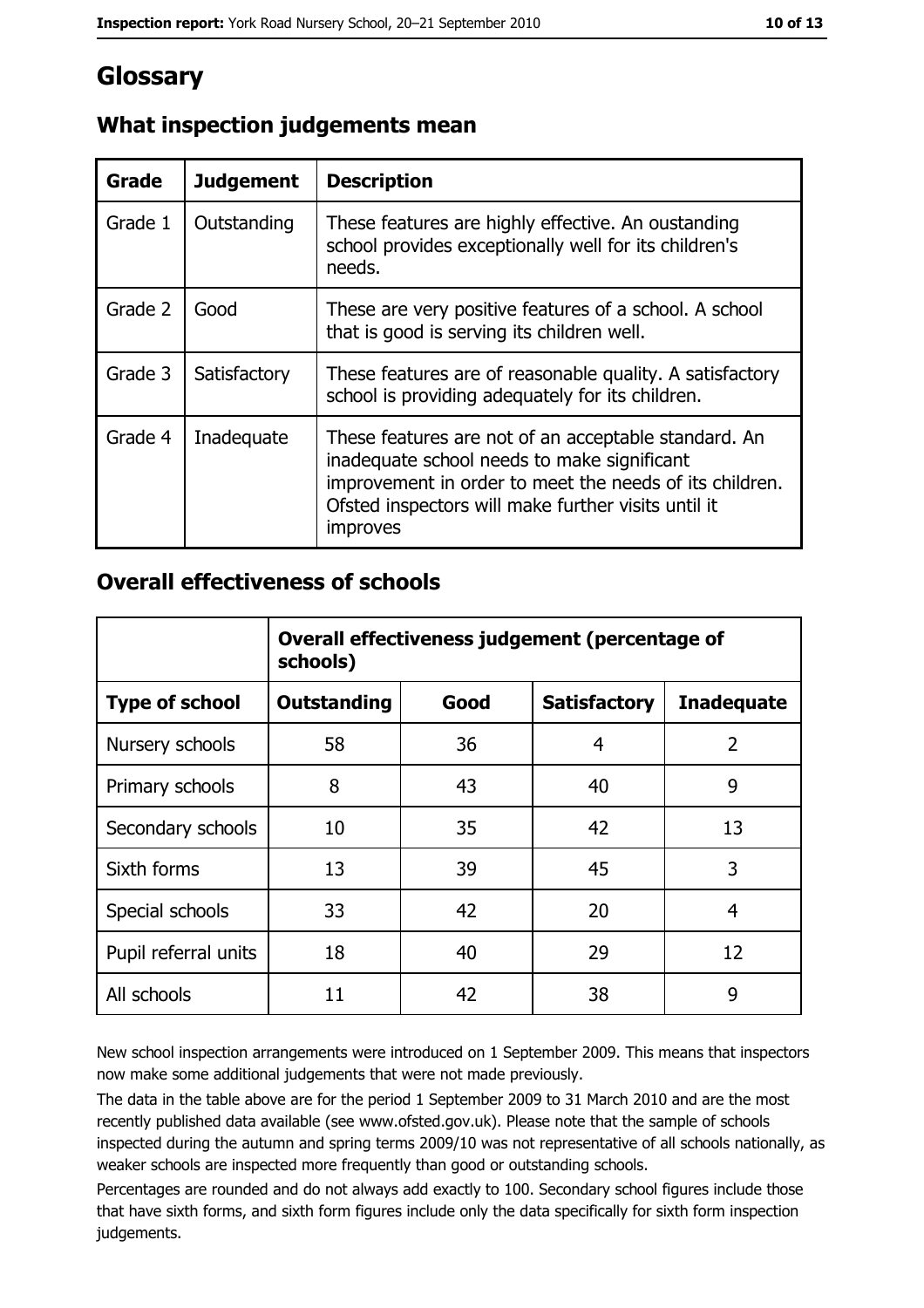# Glossary

## What inspection judgements mean

| Grade | Judgement | Description |
|---|---|---|
| Grade 1 | Outstanding | These features are highly effective. An oustanding school provides exceptionally well for its children's needs. |
| Grade 2 | Good | These are very positive features of a school. A school that is good is serving its children well. |
| Grade 3 | Satisfactory | These features are of reasonable quality. A satisfactory school is providing adequately for its children. |
| Grade 4 | Inadequate | These features are not of an acceptable standard. An inadequate school needs to make significant improvement in order to meet the needs of its children. Ofsted inspectors will make further visits until it improves |

## Overall effectiveness of schools

| | Overall effectiveness judgement (percentage of schools) | | | |
|---|---|---|---|---|
| **Type of school** | **Outstanding** | **Good** | **Satisfactory** | **Inadequate** |
| Nursery schools | 58 | 36 | 4 | 2 |
| Primary schools | 8 | 43 | 40 | 9 |
| Secondary schools | 10 | 35 | 42 | 13 |
| Sixth forms | 13 | 39 | 45 | 3 |
| Special schools | 33 | 42 | 20 | 4 |
| Pupil referral units | 18 | 40 | 29 | 12 |
| All schools | 11 | 42 | 38 | 9 |

New school inspection arrangements were introduced on 1 September 2009. This means that inspectors now make some additional judgements that were not made previously.

The data in the table above are for the period 1 September 2009 to 31 March 2010 and are the most recently published data available (see www.ofsted.gov.uk). Please note that the sample of schools inspected during the autumn and spring terms 2009/10 was not representative of all schools nationally, as weaker schools are inspected more frequently than good or outstanding schools.

Percentages are rounded and do not always add exactly to 100. Secondary school figures include those that have sixth forms, and sixth form figures include only the data specifically for sixth form inspection judgements.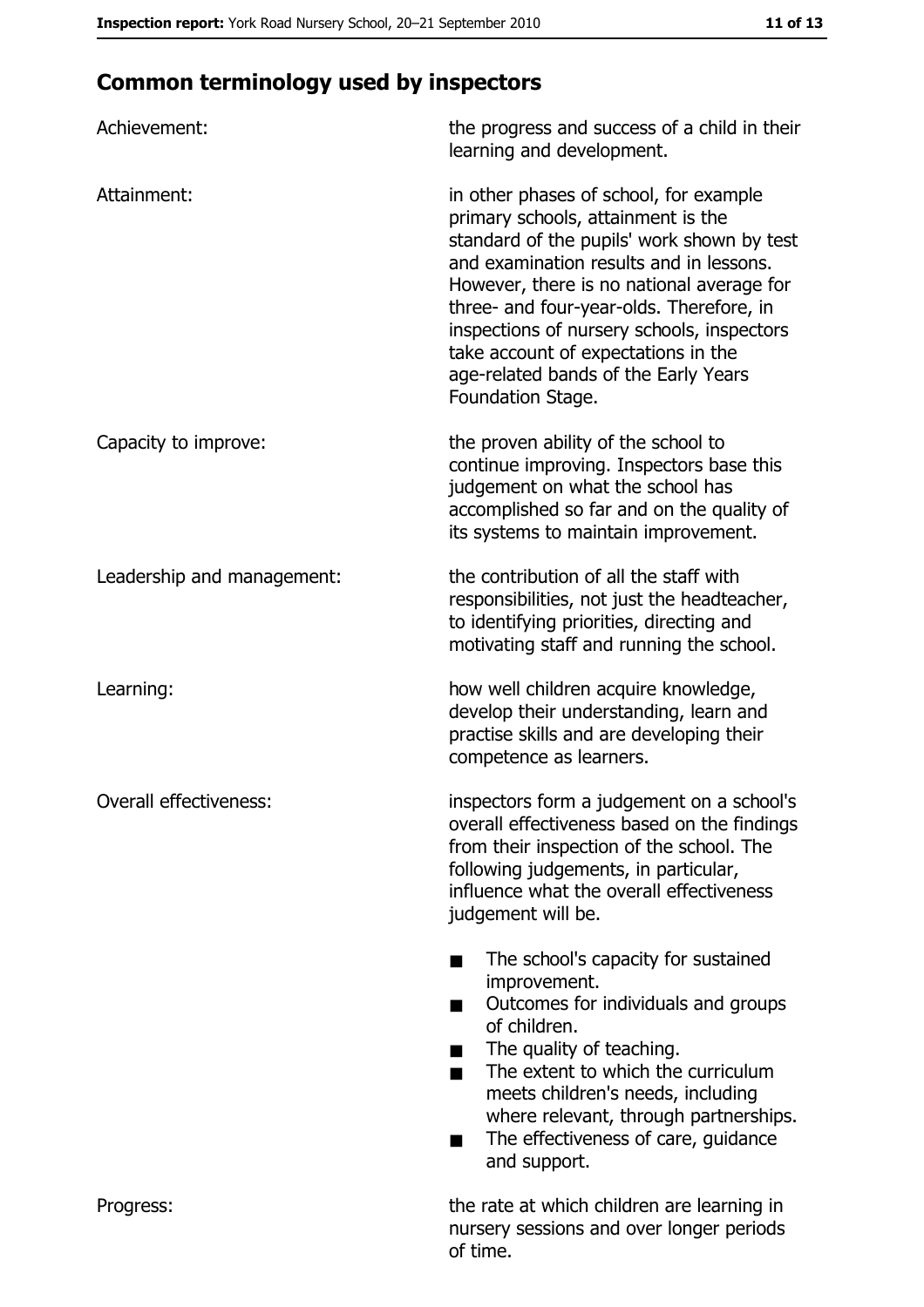## Common terminology used by inspectors

**Achievement:** the progress and success of a child in their learning and development.

**Attainment:** in other phases of school, for example primary schools, attainment is the standard of the pupils' work shown by test and examination results and in lessons. However, there is no national average for three- and four-year-olds. Therefore, in inspections of nursery schools, inspectors take account of expectations in the age-related bands of the Early Years Foundation Stage.

**Capacity to improve:** the proven ability of the school to continue improving. Inspectors base this judgement on what the school has accomplished so far and on the quality of its systems to maintain improvement.

**Leadership and management:** the contribution of all the staff with responsibilities, not just the headteacher, to identifying priorities, directing and motivating staff and running the school.

**Learning:** how well children acquire knowledge, develop their understanding, learn and practise skills and are developing their competence as learners.

**Overall effectiveness:** inspectors form a judgement on a school's overall effectiveness based on the findings from their inspection of the school. The following judgements, in particular, influence what the overall effectiveness judgement will be.

- The school's capacity for sustained improvement.
- Outcomes for individuals and groups of children.
- The quality of teaching.
- The extent to which the curriculum meets children's needs, including where relevant, through partnerships.
- The effectiveness of care, guidance and support.

**Progress:** the rate at which children are learning in nursery sessions and over longer periods of time.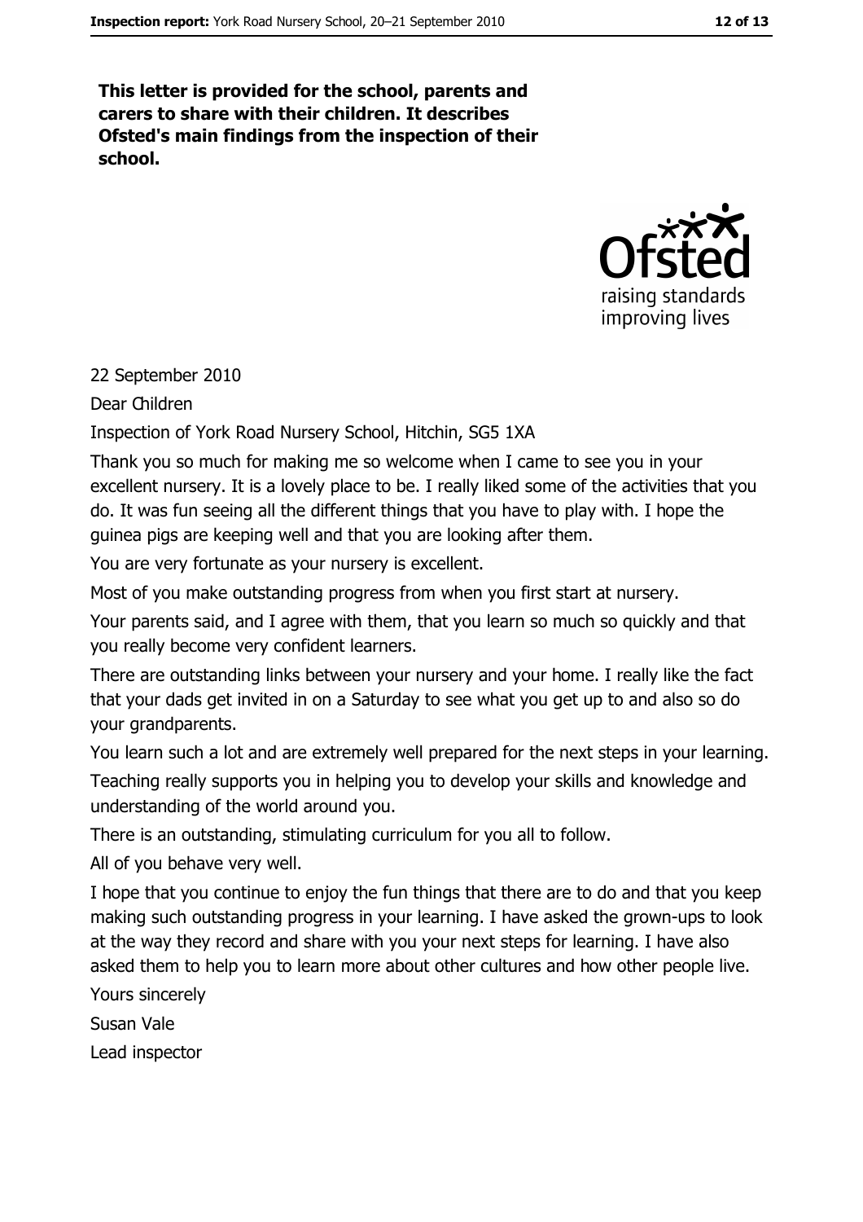**This letter is provided for the school, parents and carers to share with their children. It describes Ofsted's main findings from the inspection of their school.**

22 September 2010

Dear Children

Inspection of York Road Nursery School, Hitchin, SG5 1XA

Thank you so much for making me so welcome when I came to see you in your excellent nursery. It is a lovely place to be. I really liked some of the activities that you do. It was fun seeing all the different things that you have to play with. I hope the guinea pigs are keeping well and that you are looking after them.

You are very fortunate as your nursery is excellent.

Most of you make outstanding progress from when you first start at nursery.

Your parents said, and I agree with them, that you learn so much so quickly and that you really become very confident learners.

There are outstanding links between your nursery and your home. I really like the fact that your dads get invited in on a Saturday to see what you get up to and also so do your grandparents.

You learn such a lot and are extremely well prepared for the next steps in your learning.

Teaching really supports you in helping you to develop your skills and knowledge and understanding of the world around you.

There is an outstanding, stimulating curriculum for you all to follow.

All of you behave very well.

I hope that you continue to enjoy the fun things that there are to do and that you keep making such outstanding progress in your learning. I have asked the grown-ups to look at the way they record and share with you your next steps for learning. I have also asked them to help you to learn more about other cultures and how other people live.

Yours sincerely

Susan Vale

Lead inspector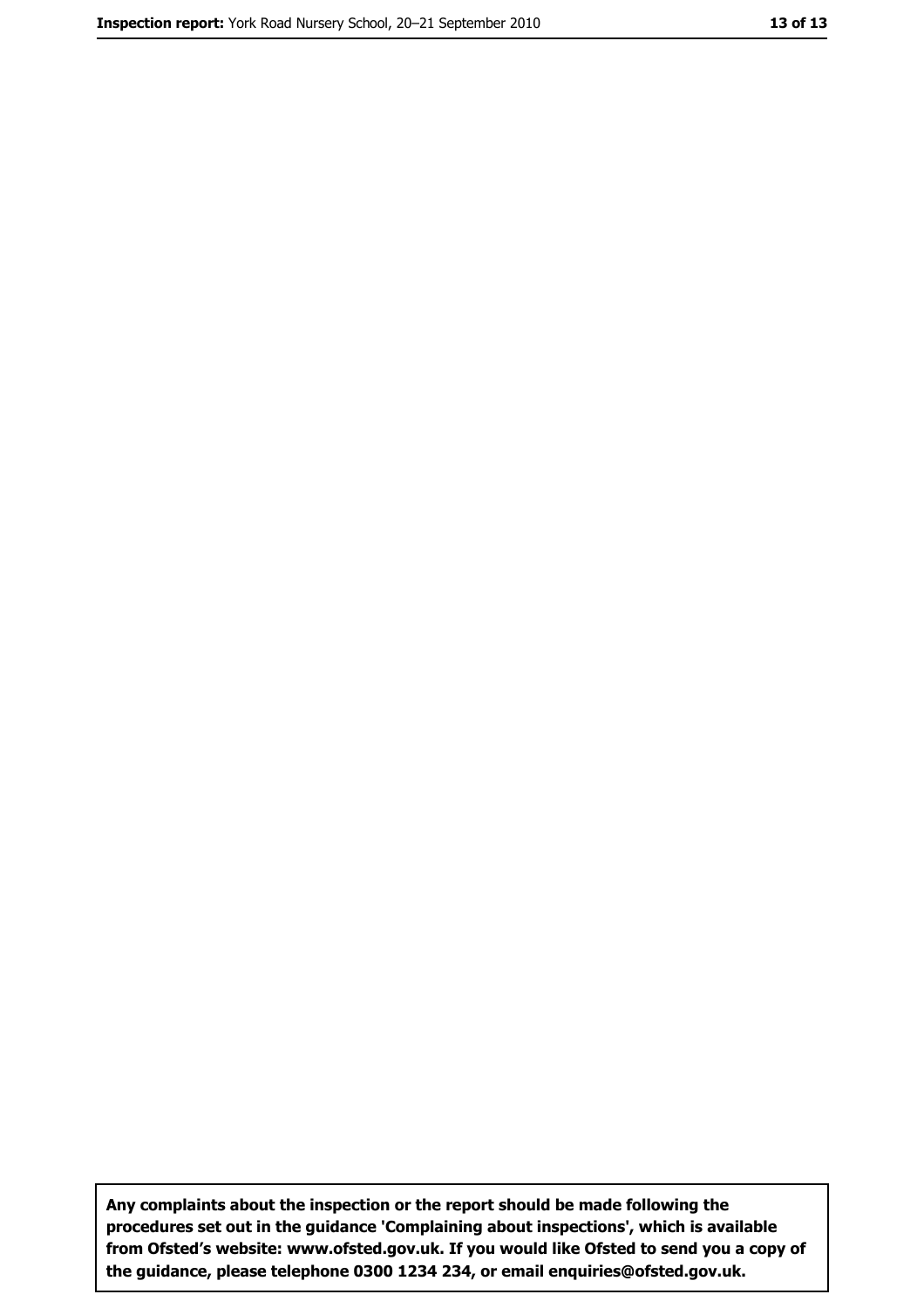**Any complaints about the inspection or the report should be made following the procedures set out in the guidance 'Complaining about inspections', which is available from Ofsted's website: www.ofsted.gov.uk. If you would like Ofsted to send you a copy of the guidance, please telephone 0300 1234 234, or email enquiries@ofsted.gov.uk.**